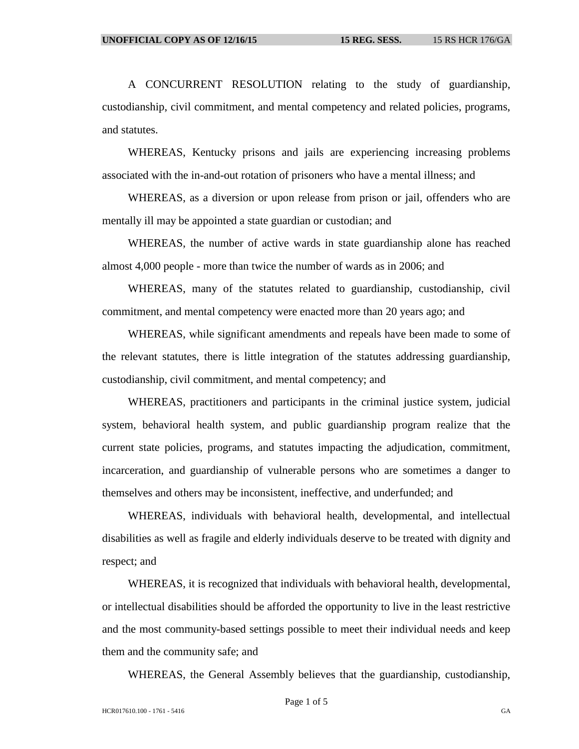A CONCURRENT RESOLUTION relating to the study of guardianship, custodianship, civil commitment, and mental competency and related policies, programs, and statutes.

WHEREAS, Kentucky prisons and jails are experiencing increasing problems associated with the in-and-out rotation of prisoners who have a mental illness; and

WHEREAS, as a diversion or upon release from prison or jail, offenders who are mentally ill may be appointed a state guardian or custodian; and

WHEREAS, the number of active wards in state guardianship alone has reached almost 4,000 people - more than twice the number of wards as in 2006; and

WHEREAS, many of the statutes related to guardianship, custodianship, civil commitment, and mental competency were enacted more than 20 years ago; and

WHEREAS, while significant amendments and repeals have been made to some of the relevant statutes, there is little integration of the statutes addressing guardianship, custodianship, civil commitment, and mental competency; and

WHEREAS, practitioners and participants in the criminal justice system, judicial system, behavioral health system, and public guardianship program realize that the current state policies, programs, and statutes impacting the adjudication, commitment, incarceration, and guardianship of vulnerable persons who are sometimes a danger to themselves and others may be inconsistent, ineffective, and underfunded; and

WHEREAS, individuals with behavioral health, developmental, and intellectual disabilities as well as fragile and elderly individuals deserve to be treated with dignity and respect; and

WHEREAS, it is recognized that individuals with behavioral health, developmental, or intellectual disabilities should be afforded the opportunity to live in the least restrictive and the most community-based settings possible to meet their individual needs and keep them and the community safe; and

WHEREAS, the General Assembly believes that the guardianship, custodianship,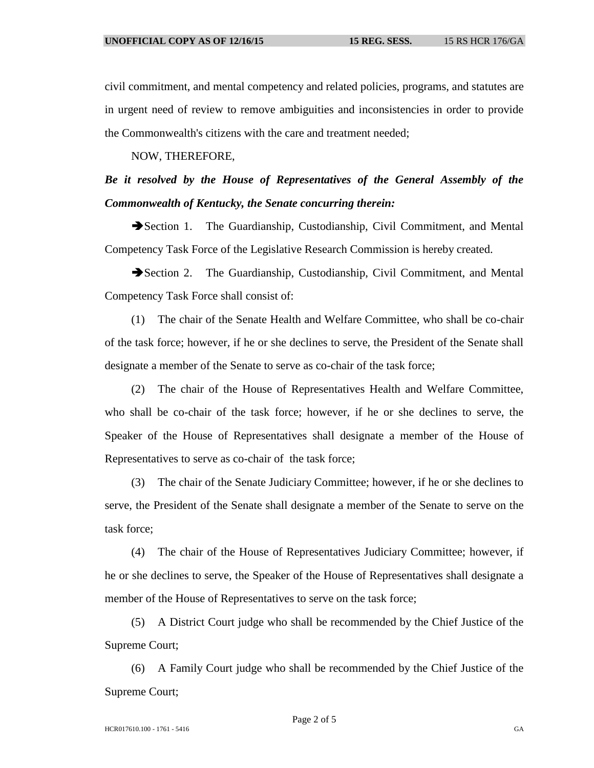civil commitment, and mental competency and related policies, programs, and statutes are in urgent need of review to remove ambiguities and inconsistencies in order to provide the Commonwealth's citizens with the care and treatment needed;

NOW, THEREFORE,

***Be it resolved by the House of Representatives of the General Assembly of the Commonwealth of Kentucky, the Senate concurring therein:***

➔Section 1. The Guardianship, Custodianship, Civil Commitment, and Mental Competency Task Force of the Legislative Research Commission is hereby created.

➔Section 2. The Guardianship, Custodianship, Civil Commitment, and Mental Competency Task Force shall consist of:

(1) The chair of the Senate Health and Welfare Committee, who shall be co-chair of the task force; however, if he or she declines to serve, the President of the Senate shall designate a member of the Senate to serve as co-chair of the task force;

(2) The chair of the House of Representatives Health and Welfare Committee, who shall be co-chair of the task force; however, if he or she declines to serve, the Speaker of the House of Representatives shall designate a member of the House of Representatives to serve as co-chair of the task force;

(3) The chair of the Senate Judiciary Committee; however, if he or she declines to serve, the President of the Senate shall designate a member of the Senate to serve on the task force;

(4) The chair of the House of Representatives Judiciary Committee; however, if he or she declines to serve, the Speaker of the House of Representatives shall designate a member of the House of Representatives to serve on the task force;

(5) A District Court judge who shall be recommended by the Chief Justice of the Supreme Court;

(6) A Family Court judge who shall be recommended by the Chief Justice of the Supreme Court;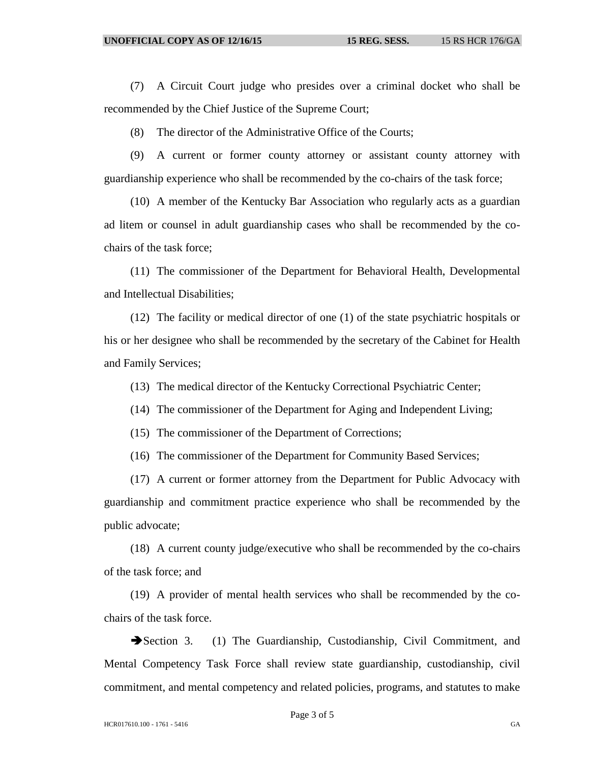(7) A Circuit Court judge who presides over a criminal docket who shall be recommended by the Chief Justice of the Supreme Court;

(8) The director of the Administrative Office of the Courts;

(9) A current or former county attorney or assistant county attorney with guardianship experience who shall be recommended by the co-chairs of the task force;

(10) A member of the Kentucky Bar Association who regularly acts as a guardian ad litem or counsel in adult guardianship cases who shall be recommended by the co-chairs of the task force;

(11) The commissioner of the Department for Behavioral Health, Developmental and Intellectual Disabilities;

(12) The facility or medical director of one (1) of the state psychiatric hospitals or his or her designee who shall be recommended by the secretary of the Cabinet for Health and Family Services;

(13) The medical director of the Kentucky Correctional Psychiatric Center;

(14) The commissioner of the Department for Aging and Independent Living;

(15) The commissioner of the Department of Corrections;

(16) The commissioner of the Department for Community Based Services;

(17) A current or former attorney from the Department for Public Advocacy with guardianship and commitment practice experience who shall be recommended by the public advocate;

(18) A current county judge/executive who shall be recommended by the co-chairs of the task force; and

(19) A provider of mental health services who shall be recommended by the co-chairs of the task force.

➔Section 3. (1) The Guardianship, Custodianship, Civil Commitment, and Mental Competency Task Force shall review state guardianship, custodianship, civil commitment, and mental competency and related policies, programs, and statutes to make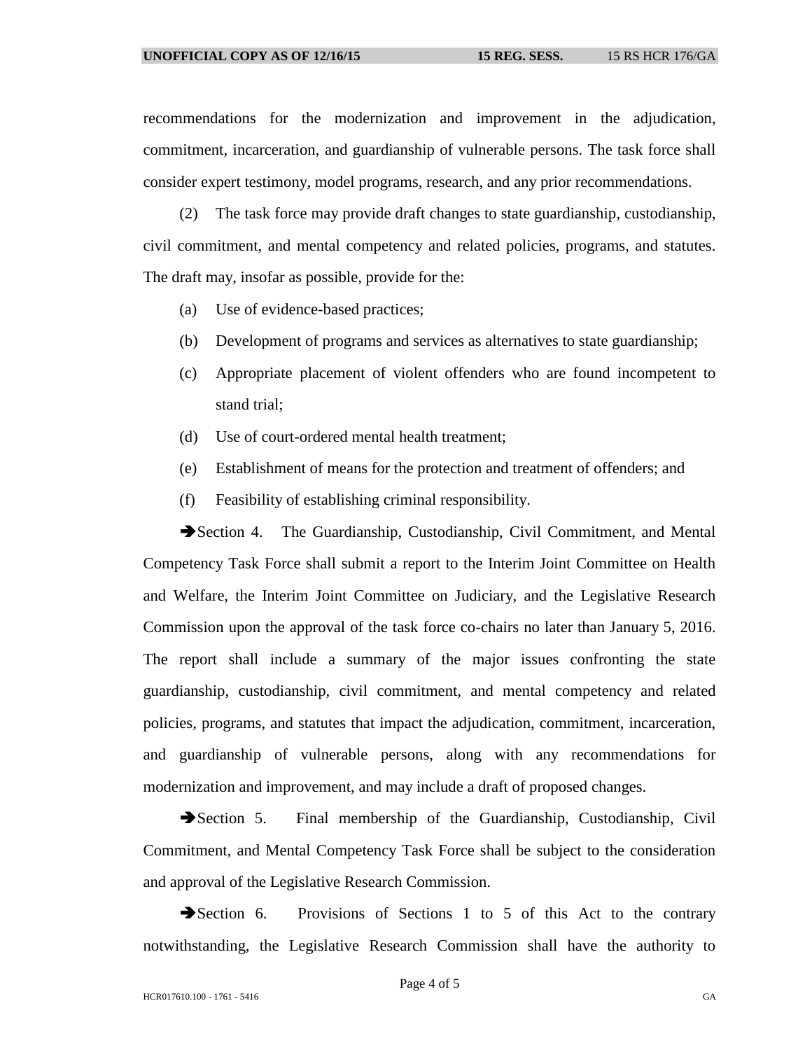recommendations for the modernization and improvement in the adjudication, commitment, incarceration, and guardianship of vulnerable persons. The task force shall consider expert testimony, model programs, research, and any prior recommendations.

(2) The task force may provide draft changes to state guardianship, custodianship, civil commitment, and mental competency and related policies, programs, and statutes. The draft may, insofar as possible, provide for the:

(a) Use of evidence-based practices;

(b) Development of programs and services as alternatives to state guardianship;

(c) Appropriate placement of violent offenders who are found incompetent to stand trial;

(d) Use of court-ordered mental health treatment;

(e) Establishment of means for the protection and treatment of offenders; and

(f) Feasibility of establishing criminal responsibility.

➔Section 4. The Guardianship, Custodianship, Civil Commitment, and Mental Competency Task Force shall submit a report to the Interim Joint Committee on Health and Welfare, the Interim Joint Committee on Judiciary, and the Legislative Research Commission upon the approval of the task force co-chairs no later than January 5, 2016. The report shall include a summary of the major issues confronting the state guardianship, custodianship, civil commitment, and mental competency and related policies, programs, and statutes that impact the adjudication, commitment, incarceration, and guardianship of vulnerable persons, along with any recommendations for modernization and improvement, and may include a draft of proposed changes.

➔Section 5. Final membership of the Guardianship, Custodianship, Civil Commitment, and Mental Competency Task Force shall be subject to the consideration and approval of the Legislative Research Commission.

➔Section 6. Provisions of Sections 1 to 5 of this Act to the contrary notwithstanding, the Legislative Research Commission shall have the authority to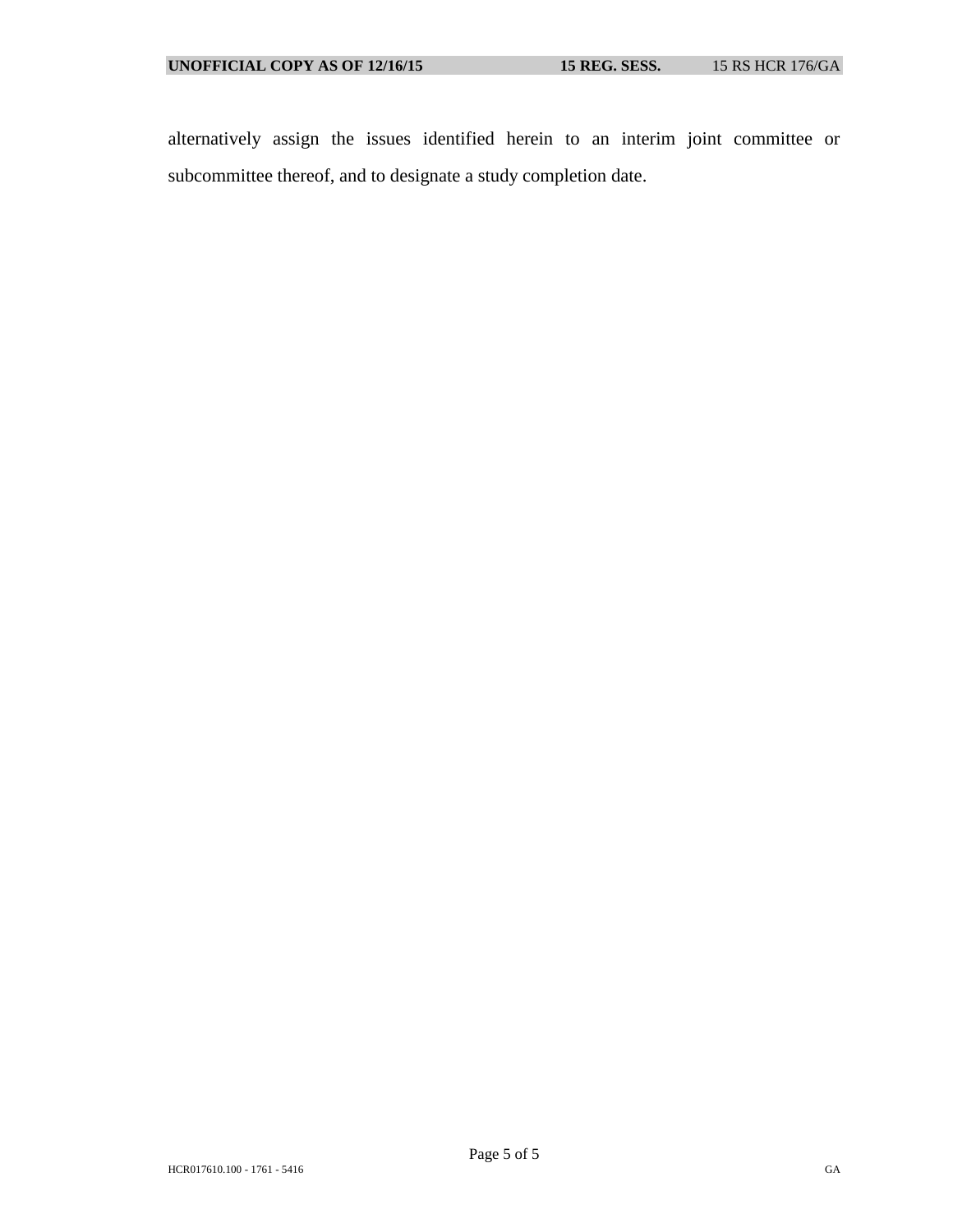alternatively assign the issues identified herein to an interim joint committee or subcommittee thereof, and to designate a study completion date.